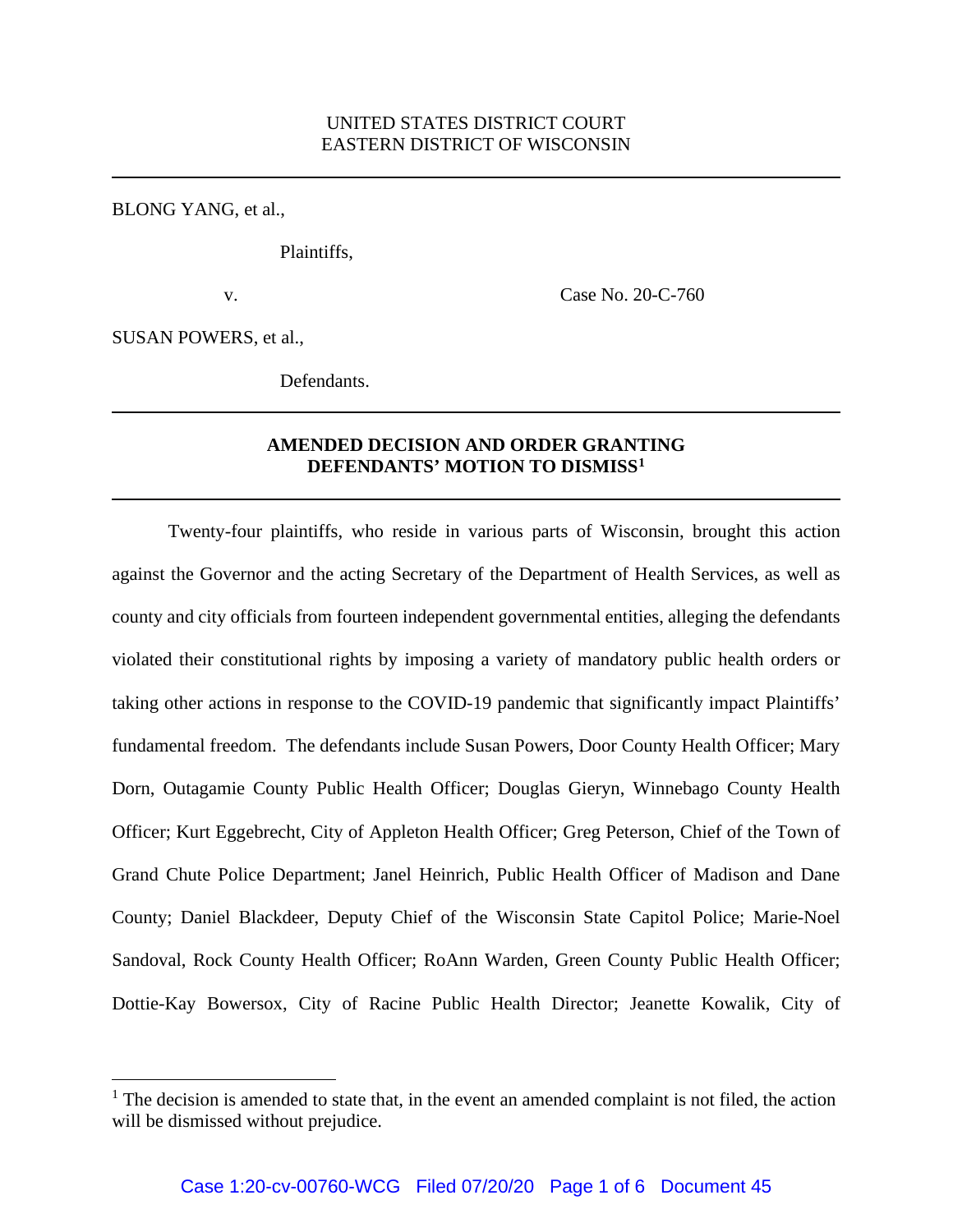UNITED STATES DISTRICT COURT
EASTERN DISTRICT OF WISCONSIN

---

BLONG YANG, et al.,

Plaintiffs,

v. Case No. 20-C-760

SUSAN POWERS, et al.,

Defendants.

---

**AMENDED DECISION AND ORDER GRANTING DEFENDANTS' MOTION TO DISMISS[1]**

---

Twenty-four plaintiffs, who reside in various parts of Wisconsin, brought this action against the Governor and the acting Secretary of the Department of Health Services, as well as county and city officials from fourteen independent governmental entities, alleging the defendants violated their constitutional rights by imposing a variety of mandatory public health orders or taking other actions in response to the COVID-19 pandemic that significantly impact Plaintiffs' fundamental freedom. The defendants include Susan Powers, Door County Health Officer; Mary Dorn, Outagamie County Public Health Officer; Douglas Gieryn, Winnebago County Health Officer; Kurt Eggebrecht, City of Appleton Health Officer; Greg Peterson, Chief of the Town of Grand Chute Police Department; Janel Heinrich, Public Health Officer of Madison and Dane County; Daniel Blackdeer, Deputy Chief of the Wisconsin State Capitol Police; Marie-Noel Sandoval, Rock County Health Officer; RoAnn Warden, Green County Public Health Officer; Dottie-Kay Bowersox, City of Racine Public Health Director; Jeanette Kowalik, City of

[1] The decision is amended to state that, in the event an amended complaint is not filed, the action will be dismissed without prejudice.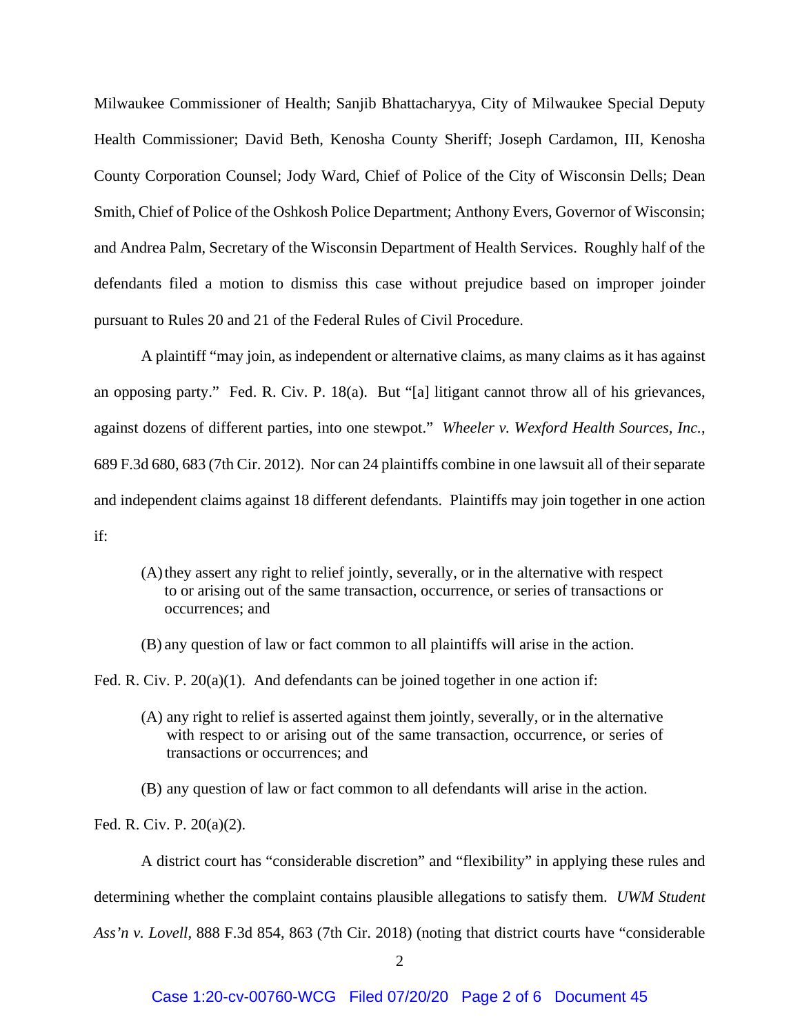Milwaukee Commissioner of Health; Sanjib Bhattacharyya, City of Milwaukee Special Deputy Health Commissioner; David Beth, Kenosha County Sheriff; Joseph Cardamon, III, Kenosha County Corporation Counsel; Jody Ward, Chief of Police of the City of Wisconsin Dells; Dean Smith, Chief of Police of the Oshkosh Police Department; Anthony Evers, Governor of Wisconsin; and Andrea Palm, Secretary of the Wisconsin Department of Health Services. Roughly half of the defendants filed a motion to dismiss this case without prejudice based on improper joinder pursuant to Rules 20 and 21 of the Federal Rules of Civil Procedure.

A plaintiff "may join, as independent or alternative claims, as many claims as it has against an opposing party." Fed. R. Civ. P. 18(a). But "[a] litigant cannot throw all of his grievances, against dozens of different parties, into one stewpot." *Wheeler v. Wexford Health Sources, Inc.*, 689 F.3d 680, 683 (7th Cir. 2012). Nor can 24 plaintiffs combine in one lawsuit all of their separate and independent claims against 18 different defendants. Plaintiffs may join together in one action if:

> (A) they assert any right to relief jointly, severally, or in the alternative with respect to or arising out of the same transaction, occurrence, or series of transactions or occurrences; and
>
> (B) any question of law or fact common to all plaintiffs will arise in the action.

Fed. R. Civ. P. 20(a)(1). And defendants can be joined together in one action if:

> (A) any right to relief is asserted against them jointly, severally, or in the alternative with respect to or arising out of the same transaction, occurrence, or series of transactions or occurrences; and
>
> (B) any question of law or fact common to all defendants will arise in the action.

Fed. R. Civ. P. 20(a)(2).

A district court has "considerable discretion" and "flexibility" in applying these rules and determining whether the complaint contains plausible allegations to satisfy them. *UWM Student Ass'n v. Lovell*, 888 F.3d 854, 863 (7th Cir. 2018) (noting that district courts have "considerable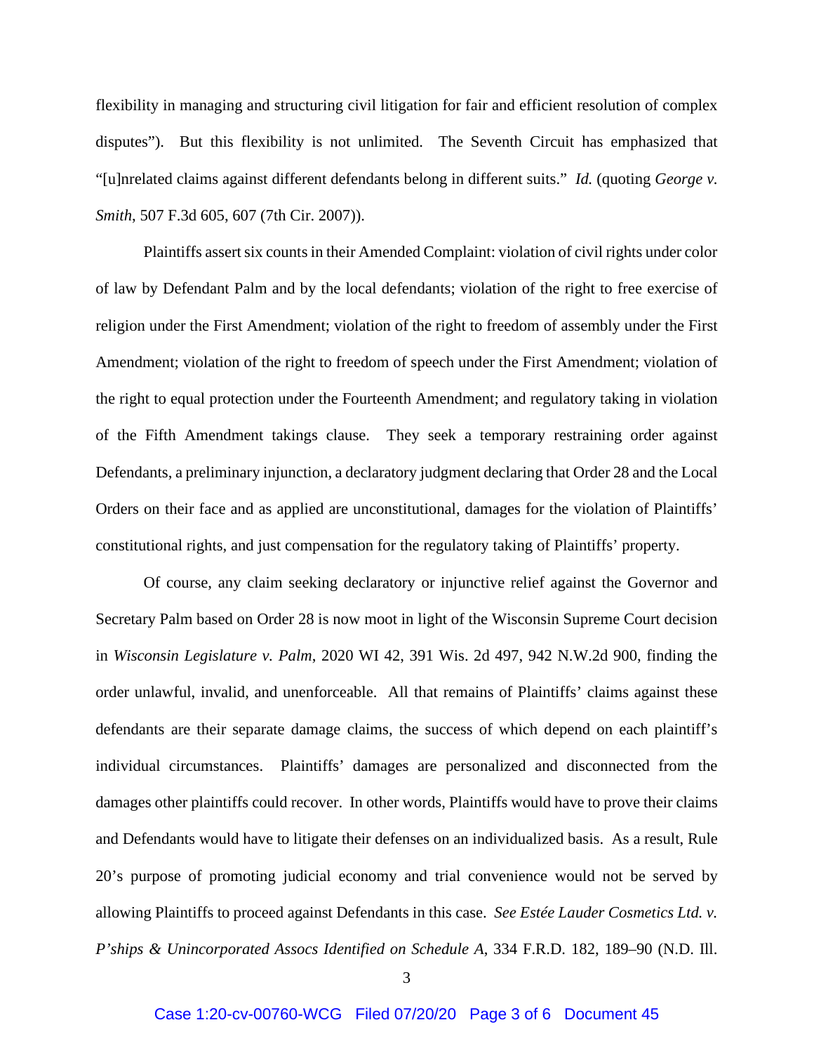flexibility in managing and structuring civil litigation for fair and efficient resolution of complex disputes"). But this flexibility is not unlimited. The Seventh Circuit has emphasized that "[u]nrelated claims against different defendants belong in different suits." *Id.* (quoting *George v. Smith*, 507 F.3d 605, 607 (7th Cir. 2007)).

Plaintiffs assert six counts in their Amended Complaint: violation of civil rights under color of law by Defendant Palm and by the local defendants; violation of the right to free exercise of religion under the First Amendment; violation of the right to freedom of assembly under the First Amendment; violation of the right to freedom of speech under the First Amendment; violation of the right to equal protection under the Fourteenth Amendment; and regulatory taking in violation of the Fifth Amendment takings clause. They seek a temporary restraining order against Defendants, a preliminary injunction, a declaratory judgment declaring that Order 28 and the Local Orders on their face and as applied are unconstitutional, damages for the violation of Plaintiffs' constitutional rights, and just compensation for the regulatory taking of Plaintiffs' property.

Of course, any claim seeking declaratory or injunctive relief against the Governor and Secretary Palm based on Order 28 is now moot in light of the Wisconsin Supreme Court decision in *Wisconsin Legislature v. Palm*, 2020 WI 42, 391 Wis. 2d 497, 942 N.W.2d 900, finding the order unlawful, invalid, and unenforceable. All that remains of Plaintiffs' claims against these defendants are their separate damage claims, the success of which depend on each plaintiff's individual circumstances. Plaintiffs' damages are personalized and disconnected from the damages other plaintiffs could recover. In other words, Plaintiffs would have to prove their claims and Defendants would have to litigate their defenses on an individualized basis. As a result, Rule 20's purpose of promoting judicial economy and trial convenience would not be served by allowing Plaintiffs to proceed against Defendants in this case. *See Estée Lauder Cosmetics Ltd. v. P'ships & Unincorporated Assocs Identified on Schedule A*, 334 F.R.D. 182, 189–90 (N.D. Ill.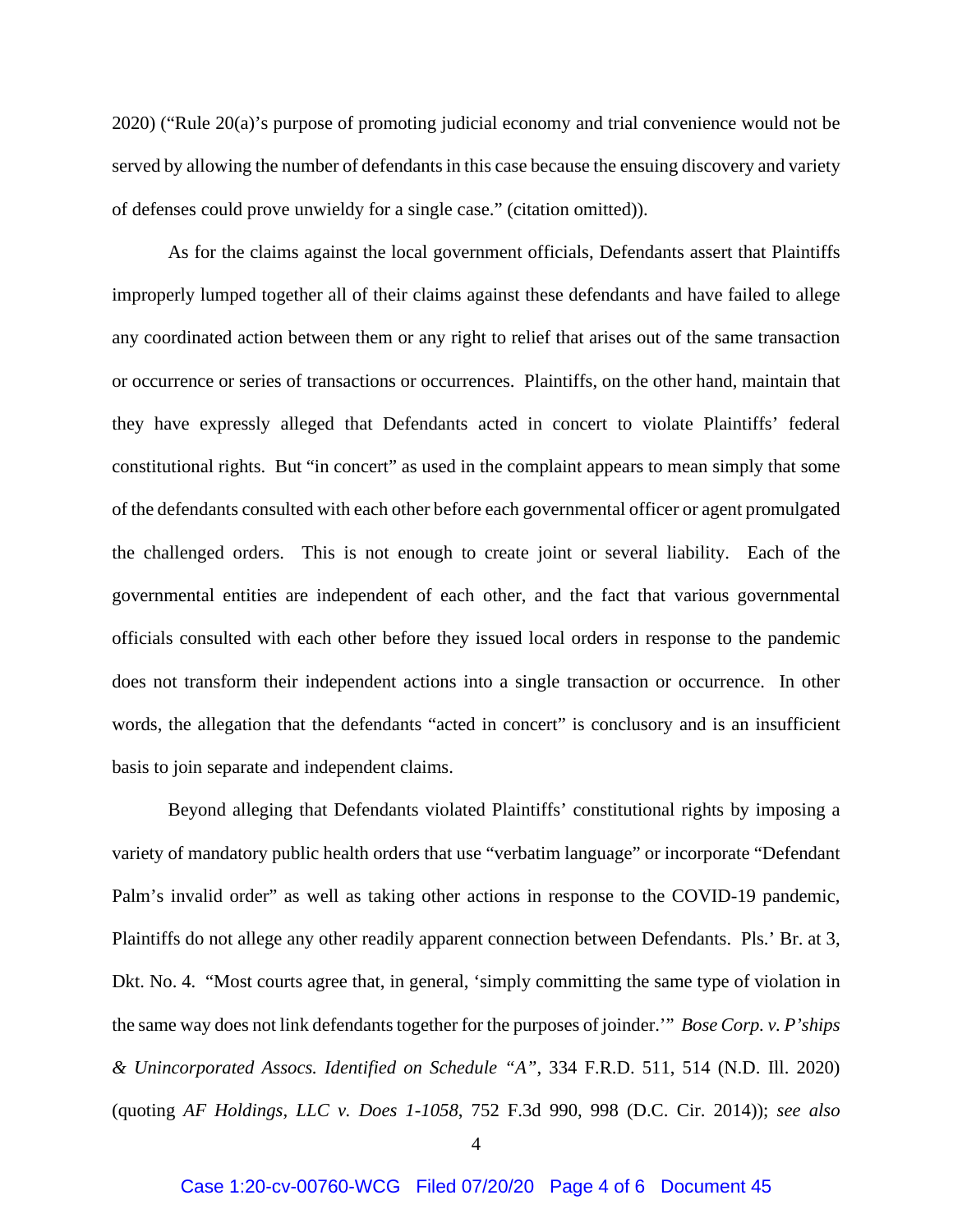2020) ("Rule 20(a)'s purpose of promoting judicial economy and trial convenience would not be served by allowing the number of defendants in this case because the ensuing discovery and variety of defenses could prove unwieldy for a single case." (citation omitted)).

As for the claims against the local government officials, Defendants assert that Plaintiffs improperly lumped together all of their claims against these defendants and have failed to allege any coordinated action between them or any right to relief that arises out of the same transaction or occurrence or series of transactions or occurrences. Plaintiffs, on the other hand, maintain that they have expressly alleged that Defendants acted in concert to violate Plaintiffs' federal constitutional rights. But "in concert" as used in the complaint appears to mean simply that some of the defendants consulted with each other before each governmental officer or agent promulgated the challenged orders. This is not enough to create joint or several liability. Each of the governmental entities are independent of each other, and the fact that various governmental officials consulted with each other before they issued local orders in response to the pandemic does not transform their independent actions into a single transaction or occurrence. In other words, the allegation that the defendants "acted in concert" is conclusory and is an insufficient basis to join separate and independent claims.

Beyond alleging that Defendants violated Plaintiffs' constitutional rights by imposing a variety of mandatory public health orders that use "verbatim language" or incorporate "Defendant Palm's invalid order" as well as taking other actions in response to the COVID-19 pandemic, Plaintiffs do not allege any other readily apparent connection between Defendants. Pls.' Br. at 3, Dkt. No. 4. "Most courts agree that, in general, 'simply committing the same type of violation in the same way does not link defendants together for the purposes of joinder.'" *Bose Corp. v. P'ships & Unincorporated Assocs. Identified on Schedule "A"*, 334 F.R.D. 511, 514 (N.D. Ill. 2020) (quoting *AF Holdings, LLC v. Does 1-1058*, 752 F.3d 990, 998 (D.C. Cir. 2014)); *see also*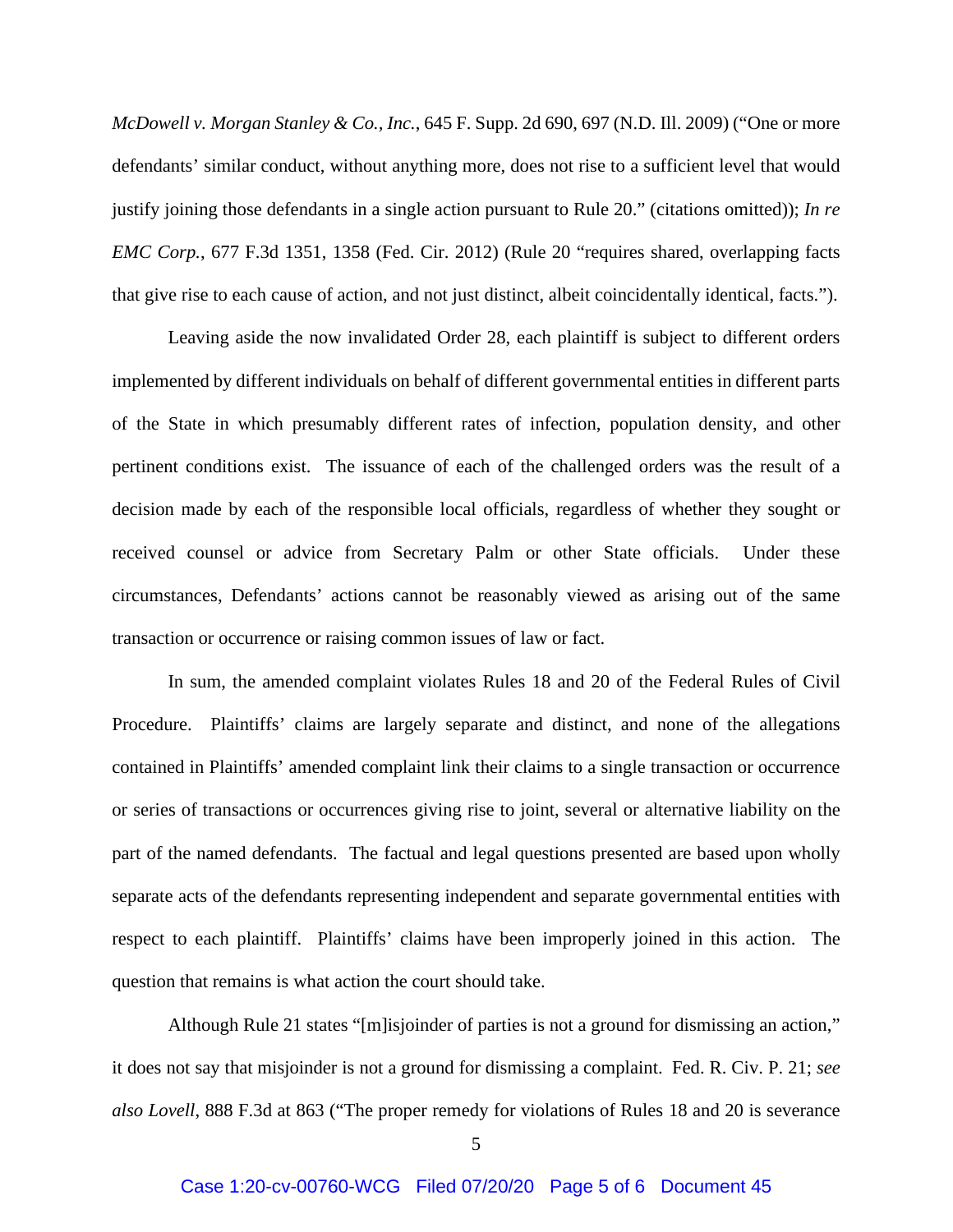*McDowell v. Morgan Stanley & Co., Inc.*, 645 F. Supp. 2d 690, 697 (N.D. Ill. 2009) ("One or more defendants' similar conduct, without anything more, does not rise to a sufficient level that would justify joining those defendants in a single action pursuant to Rule 20." (citations omitted)); *In re EMC Corp.*, 677 F.3d 1351, 1358 (Fed. Cir. 2012) (Rule 20 "requires shared, overlapping facts that give rise to each cause of action, and not just distinct, albeit coincidentally identical, facts.").

Leaving aside the now invalidated Order 28, each plaintiff is subject to different orders implemented by different individuals on behalf of different governmental entities in different parts of the State in which presumably different rates of infection, population density, and other pertinent conditions exist. The issuance of each of the challenged orders was the result of a decision made by each of the responsible local officials, regardless of whether they sought or received counsel or advice from Secretary Palm or other State officials. Under these circumstances, Defendants' actions cannot be reasonably viewed as arising out of the same transaction or occurrence or raising common issues of law or fact.

In sum, the amended complaint violates Rules 18 and 20 of the Federal Rules of Civil Procedure. Plaintiffs' claims are largely separate and distinct, and none of the allegations contained in Plaintiffs' amended complaint link their claims to a single transaction or occurrence or series of transactions or occurrences giving rise to joint, several or alternative liability on the part of the named defendants. The factual and legal questions presented are based upon wholly separate acts of the defendants representing independent and separate governmental entities with respect to each plaintiff. Plaintiffs' claims have been improperly joined in this action. The question that remains is what action the court should take.

Although Rule 21 states "[m]isjoinder of parties is not a ground for dismissing an action," it does not say that misjoinder is not a ground for dismissing a complaint. Fed. R. Civ. P. 21; *see also Lovell*, 888 F.3d at 863 ("The proper remedy for violations of Rules 18 and 20 is severance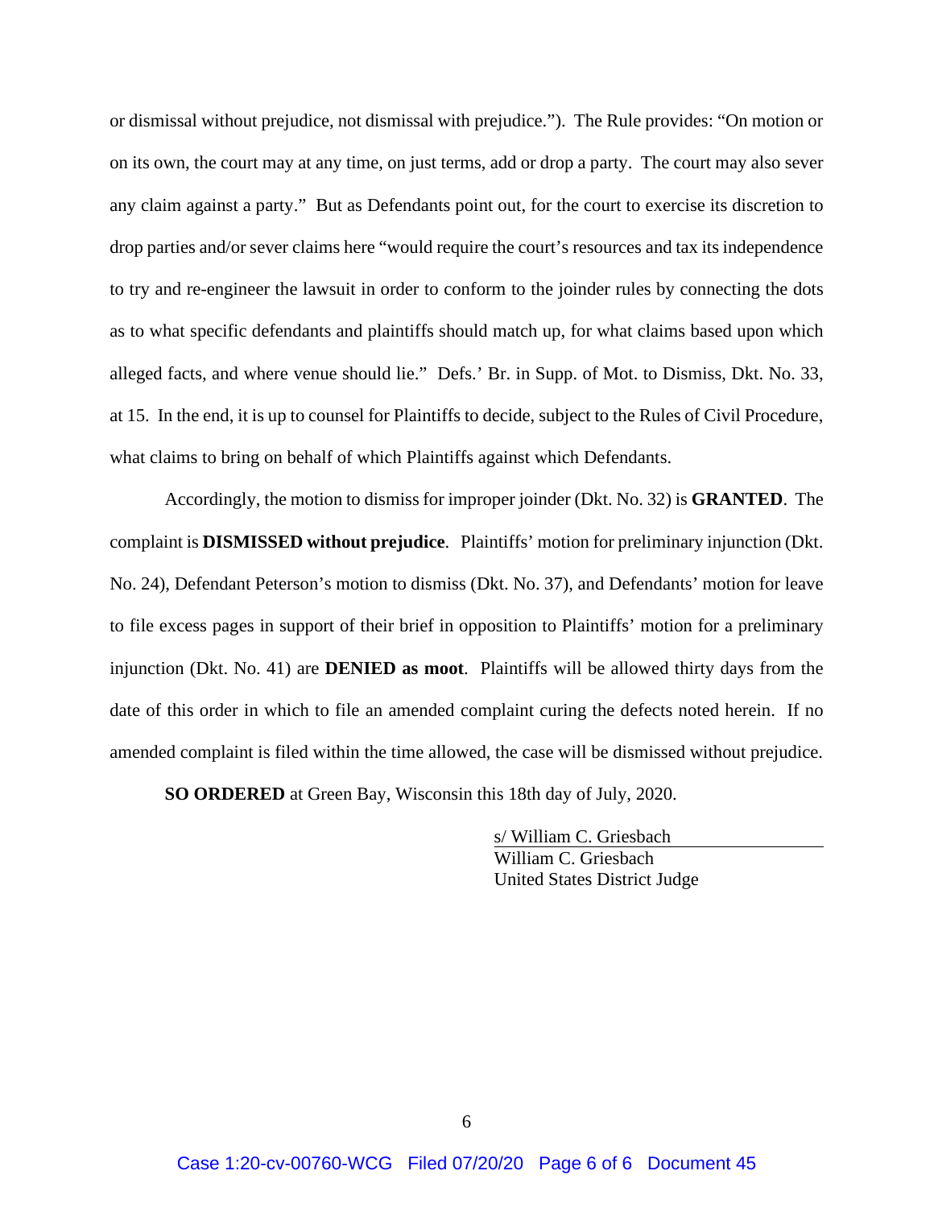or dismissal without prejudice, not dismissal with prejudice."). The Rule provides: "On motion or on its own, the court may at any time, on just terms, add or drop a party. The court may also sever any claim against a party." But as Defendants point out, for the court to exercise its discretion to drop parties and/or sever claims here "would require the court's resources and tax its independence to try and re-engineer the lawsuit in order to conform to the joinder rules by connecting the dots as to what specific defendants and plaintiffs should match up, for what claims based upon which alleged facts, and where venue should lie." Defs.' Br. in Supp. of Mot. to Dismiss, Dkt. No. 33, at 15. In the end, it is up to counsel for Plaintiffs to decide, subject to the Rules of Civil Procedure, what claims to bring on behalf of which Plaintiffs against which Defendants.

Accordingly, the motion to dismiss for improper joinder (Dkt. No. 32) is **GRANTED**. The complaint is **DISMISSED without prejudice**. Plaintiffs' motion for preliminary injunction (Dkt. No. 24), Defendant Peterson's motion to dismiss (Dkt. No. 37), and Defendants' motion for leave to file excess pages in support of their brief in opposition to Plaintiffs' motion for a preliminary injunction (Dkt. No. 41) are **DENIED as moot**. Plaintiffs will be allowed thirty days from the date of this order in which to file an amended complaint curing the defects noted herein. If no amended complaint is filed within the time allowed, the case will be dismissed without prejudice.

**SO ORDERED** at Green Bay, Wisconsin this 18th day of July, 2020.

s/ William C. Griesbach
William C. Griesbach
United States District Judge